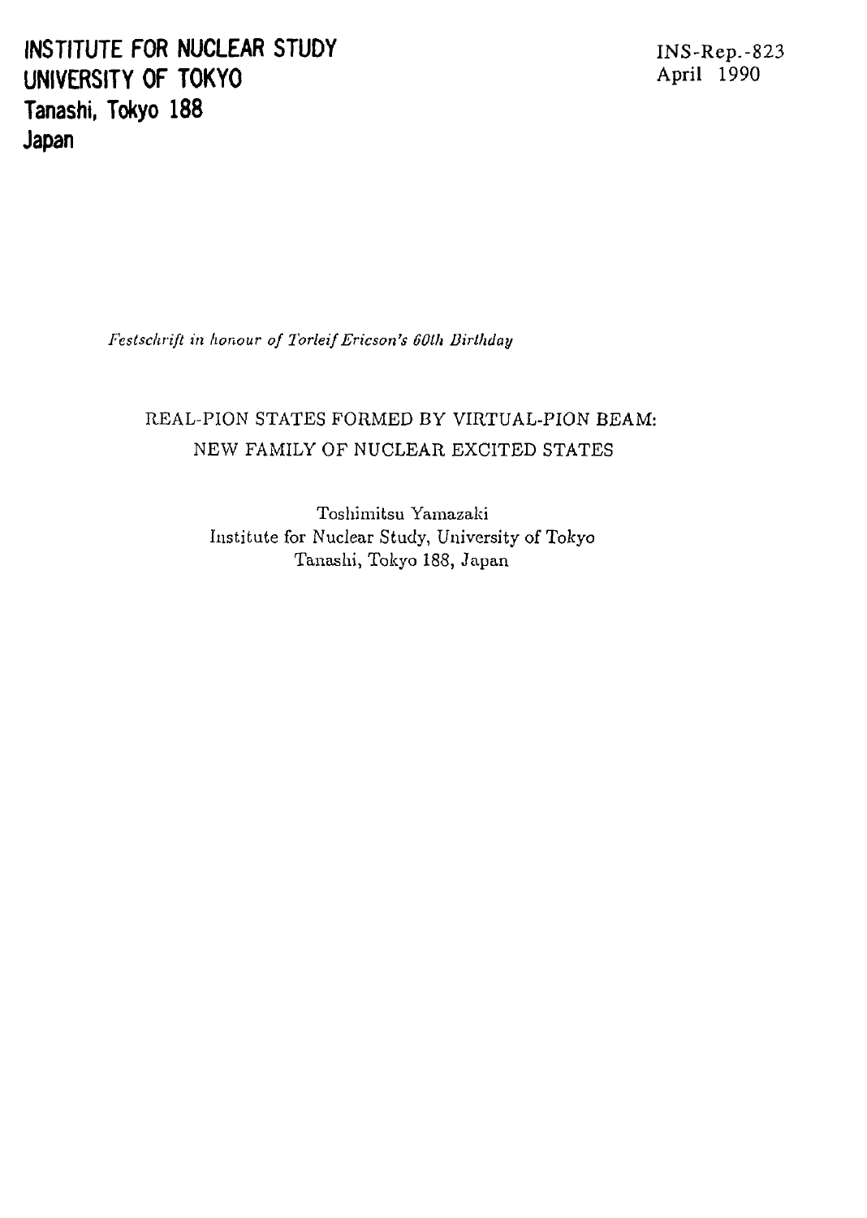**INSTITUTE FOR NUCLEAR STUDY**
**UNIVERSITY OF TOKYO**
**Tanashi, Tokyo 188**
**Japan**

INS-Rep.-823
April 1990

*Festschrift in honour of Torleif Ericson's 60th Birthday*

# REAL-PION STATES FORMED BY VIRTUAL-PION BEAM: NEW FAMILY OF NUCLEAR EXCITED STATES

Toshimitsu Yamazaki
Institute for Nuclear Study, University of Tokyo
Tanashi, Tokyo 188, Japan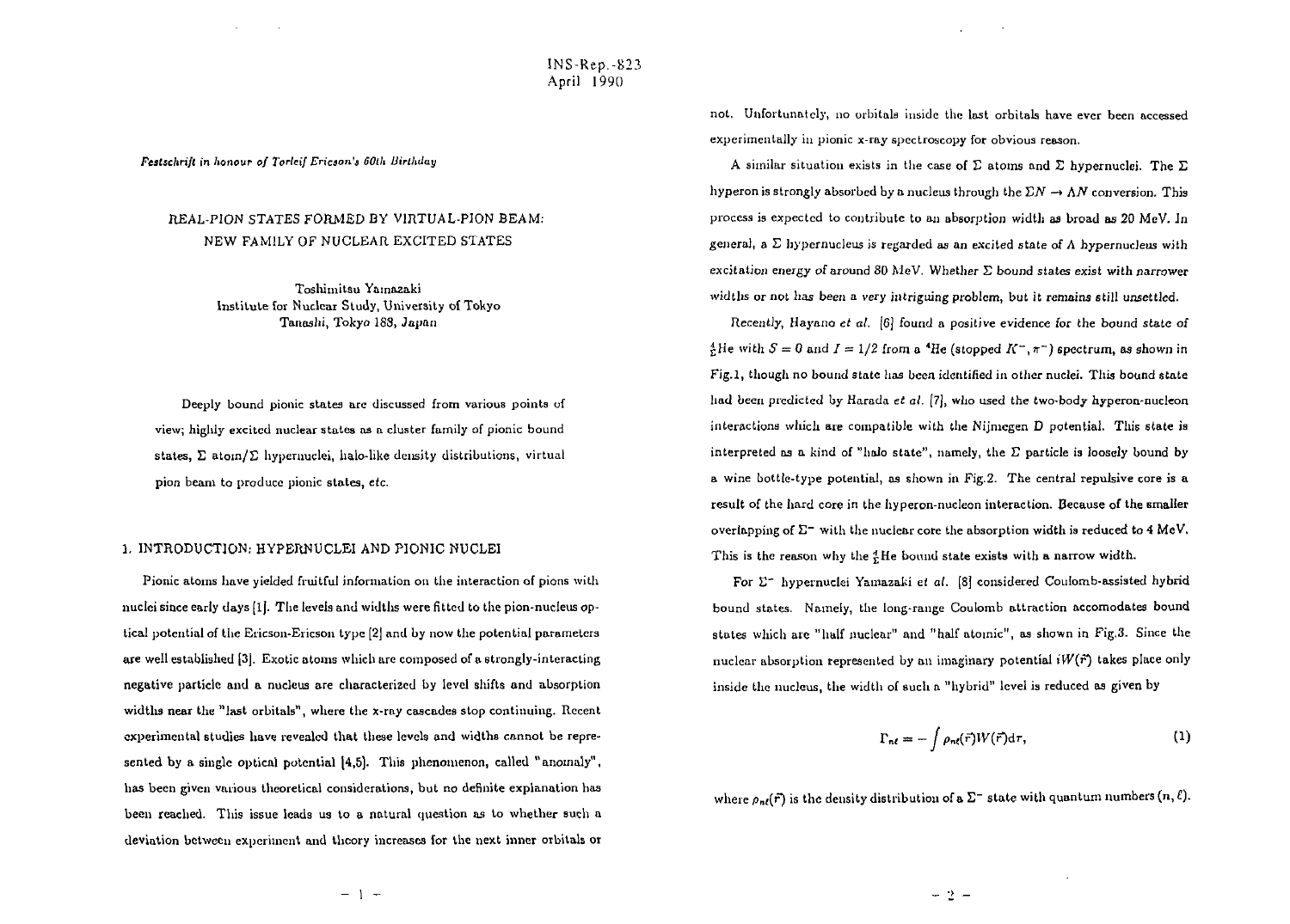INS-Rep.-823
April 1990

*Festschrift in honour of Torleif Ericson's 60th Birthday*

# REAL-PION STATES FORMED BY VIRTUAL-PION BEAM: NEW FAMILY OF NUCLEAR EXCITED STATES

Toshimitsu Yamazaki
Institute for Nuclear Study, University of Tokyo
Tanashi, Tokyo 188, Japan

Deeply bound pionic states are discussed from various points of view; highly excited nuclear states as a cluster family of pionic bound states, $\Sigma$ atom/$\Sigma$ hypernuclei, halo-like density distributions, virtual pion beam to produce pionic states, *etc.*

## 1. INTRODUCTION: HYPERNUCLEI AND PIONIC NUCLEI

Pionic atoms have yielded fruitful information on the interaction of pions with nuclei since early days [1]. The levels and widths were fitted to the pion-nucleus optical potential of the Ericson-Ericson type [2] and by now the potential parameters are well established [3]. Exotic atoms which are composed of a strongly-interacting negative particle and a nucleus are characterized by level shifts and absorption widths near the "last orbitals", where the x-ray cascades stop continuing. Recent experimental studies have revealed that these levels and widths cannot be represented by a single optical potential [4,5]. This phenomenon, called "anomaly", has been given various theoretical considerations, but no definite explanation has been reached. This issue leads us to a natural question as to whether such a deviation between experiment and theory increases for the next inner orbitals or not. Unfortunately, no orbitals inside the last orbitals have ever been accessed experimentally in pionic x-ray spectroscopy for obvious reason.

A similar situation exists in the case of $\Sigma$ atoms and $\Sigma$ hypernuclei. The $\Sigma$ hyperon is strongly absorbed by a nucleus through the $\Sigma N \to \Lambda N$ conversion. This process is expected to contribute to an absorption width as broad as 20 MeV. In general, a $\Sigma$ hypernucleus is regarded as an excited state of $\Lambda$ hypernucleus with excitation energy of around 80 MeV. Whether $\Sigma$ bound states exist with narrower widths or not has been a very intriguing problem, but it remains still unsettled.

Recently, Hayano *et al.* [6] found a positive evidence for the bound state of ${}^4_\Sigma$He with $S = 0$ and $I = 1/2$ from a ${}^4$He (stopped $K^-, \pi^-$) spectrum, as shown in Fig.1, though no bound state has been identified in other nuclei. This bound state had been predicted by Harada *et al.* [7], who used the two-body hyperon-nucleon interactions which are compatible with the Nijmegen D potential. This state is interpreted as a kind of "halo state", namely, the $\Sigma$ particle is loosely bound by a wine bottle-type potential, as shown in Fig.2. The central repulsive core is a result of the hard core in the hyperon-nucleon interaction. Because of the smaller overlapping of $\Sigma^-$ with the nuclear core the absorption width is reduced to 4 MeV. This is the reason why the ${}^4_\Sigma$He bound state exists with a narrow width.

For $\Sigma^-$ hypernuclei Yamazaki *et al.* [8] considered Coulomb-assisted hybrid bound states. Namely, the long-range Coulomb attraction accomodates bound states which are "half nuclear" and "half atomic", as shown in Fig.3. Since the nuclear absorption represented by an imaginary potential $iW(\vec{r})$ takes place only inside the nucleus, the width of such a "hybrid" level is reduced as given by

$$\Gamma_{n\ell} = -\int \rho_{n\ell}(\vec{r}) W(\vec{r}) d\tau, \tag{1}$$

where $\rho_{n\ell}(\vec{r})$ is the density distribution of a $\Sigma^-$ state with quantum numbers $(n, \ell)$.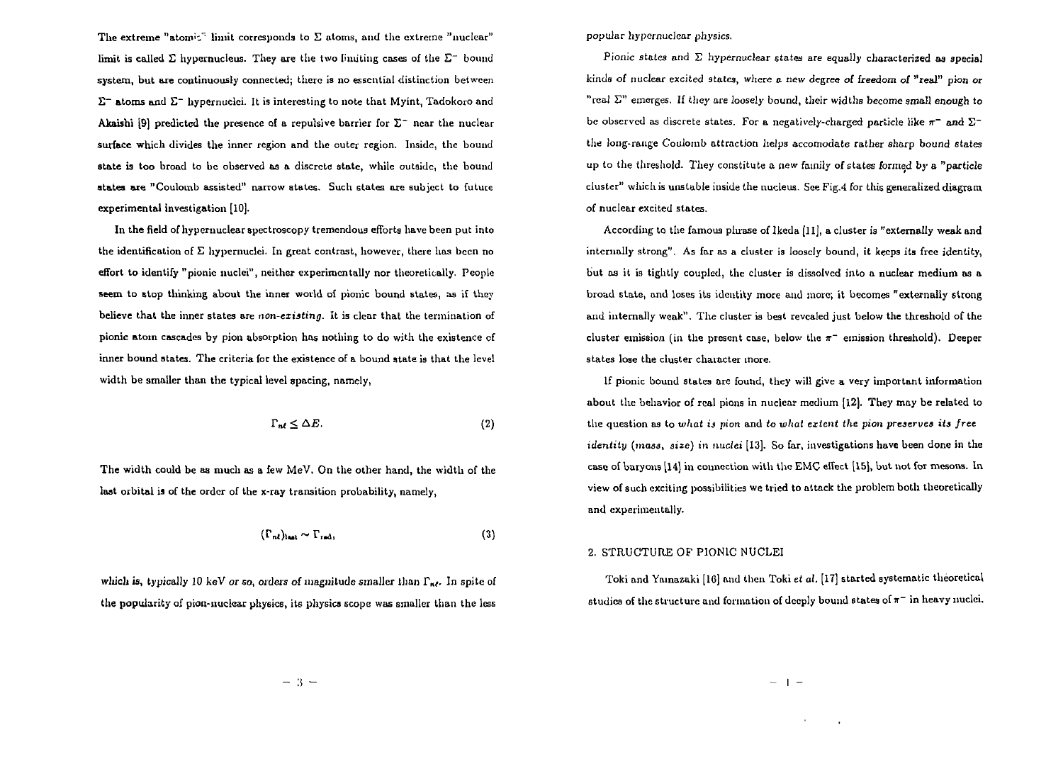The extreme "atomic" limit corresponds to $\Sigma$ atoms, and the extreme "nuclear" limit is called $\Sigma$ hypernucleus. They are the two limiting cases of the $\Sigma^-$ bound system, but are continuously connected; there is no essential distinction between $\Sigma^-$ atoms and $\Sigma^-$ hypernuclei. It is interesting to note that Myint, Tadokoro and Akaishi [9] predicted the presence of a repulsive barrier for $\Sigma^-$ near the nuclear surface which divides the inner region and the outer region. Inside, the bound state is too broad to be observed as a discrete state, while outside, the bound states are "Coulomb assisted" narrow states. Such states are subject to future experimental investigation [10].

In the field of hypernuclear spectroscopy tremendous efforts have been put into the identification of $\Sigma$ hypernuclei. In great contrast, however, there has been no effort to identify "pionic nuclei", neither experimentally nor theoretically. People seem to stop thinking about the inner world of pionic bound states, as if they believe that the inner states are *non-existing*. It is clear that the termination of pionic atom cascades by pion absorption has nothing to do with the existence of inner bound states. The criteria for the existence of a bound state is that the level width be smaller than the typical level spacing, namely,

$$\Gamma_{n\ell} \leq \Delta E. \tag{2}$$

The width could be as much as a few MeV. On the other hand, the width of the last orbital is of the order of the x-ray transition probability, namely,

$$(\Gamma_{n\ell})_{last} \sim \Gamma_{rad}, \tag{3}$$

which is, *typically 10 keV or so, orders of magnitude smaller than* $\Gamma_{n\ell}$. In spite of the popularity of pion-nuclear physics, its physics scope was smaller than the less popular hypernuclear physics.

*Pionic states and* $\Sigma$ *hypernuclear states are equally characterized as special kinds of nuclear excited states, where a new degree of freedom of "real" pion or "real* $\Sigma$*" emerges.* If they are loosely bound, their widths become small enough to be observed as discrete states. For a negatively-charged particle like $\pi^-$ and $\Sigma^-$ the long-range Coulomb attraction helps accomodate rather sharp bound states up to the threshold. They constitute a new family of states formed by a "particle cluster" which is unstable inside the nucleus. See Fig.4 for this generalized diagram of nuclear excited states.

According to the famous phrase of Ikeda [11], a cluster is "externally weak and internally strong". As far as a cluster is loosely bound, it keeps its free identity, but as it is tightly coupled, the cluster is dissolved into a nuclear medium as a broad state, and loses its identity more and more; it becomes "externally strong and internally weak". The cluster is best revealed just below the threshold of the cluster emission (in the present case, below the $\pi^-$ emission threshold). Deeper states lose the cluster character more.

If pionic bound states are found, they will give a very important information about the behavior of real pions in nuclear medium [12]. They may be related to the question as to *what is pion* and *to what extent the pion preserves its free identity (mass, size) in nuclei* [13]. So far, investigations have been done in the case of baryons [14] in connection with the EMC effect [15], but not for mesons. In view of such exciting possibilities we tried to attack the problem both theoretically and experimentally.

## 2. STRUCTURE OF PIONIC NUCLEI

Toki and Yamazaki [16] and then Toki *et al.* [17] started systematic theoretical studies of the structure and formation of deeply bound states of $\pi^-$ in heavy nuclei.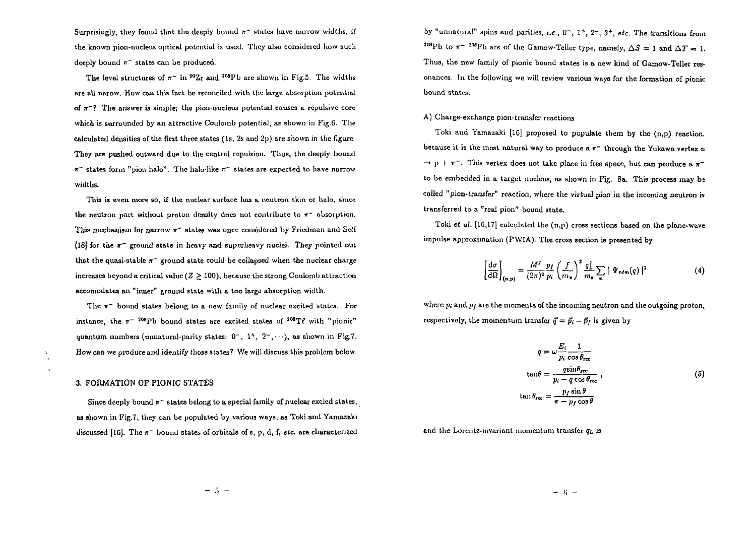Surprisingly, they found that the deeply bound $\pi^-$ states have narrow widths, if the known pion-nucleus optical potential is used. They also considered how such deeply bound $\pi^-$ states can be produced.

The level structures of $\pi^-$ in $^{90}$Zr and $^{208}$Pb are shown in Fig.5. The widths are all narow. How can this fact be reconciled with the large absorption potential of $\pi^-$? The answer is simple; the pion-nucleus potential causes a repulsive core which is surrounded by an attractive Coulomb potential, as shown in Fig.6. The calculated densities of the first three states (1s, 2s and 2p) are shown in the figure. They are pushed outward due to the central repulsion. Thus, the deeply bound $\pi^-$ states form "pion halo". The halo-like $\pi^-$ states are expected to have narrow widths.

This is even more so, if the nuclear surface has a neutron skin or halo, since the neutron part without proton density does not contribute to $\pi^-$ absorption. This mechanism for narrow $\pi^-$ states was once considered by Friedman and Soff [18] for the $\pi^-$ ground state in heavy and superheavy nuclei. They pointed out that the quasi-stable $\pi^-$ ground state could be collapsed when the nuclear charge increases beyond a critical value ($Z \gtrsim 100$), because the strong Coulomb attraction accomodates an "inner" ground state with a too large absorption width.

The $\pi^-$ bound states belong to a new family of nuclear excited states. For instance, the $\pi^-$ $^{208}$Pb bound states are excited states of $^{208}$Tℓ with "pionic" quantum numbers (unnatural-parity states: $0^-$, $1^+$, $2^-$, $\cdots$), as shown in Fig.7. *How can we produce and identify those states?* We will discuss this problem below.

## 3. FORMATION OF PIONIC STATES

Since deeply bound $\pi^-$ states belong to a special family of nuclear excied states, as shown in Fig.7, they can be populated by various ways, as Toki and Yamazaki discussed [16]. The $\pi^-$ bound states of orbitals of s, p, d, f, *etc.* are characterized by "unnatural" spins and parities, *i.e.*, $0^-$, $1^+$, $2^-$, $3^+$, *etc.* The transitions from $^{208}$Pb to $\pi^-$ $^{208}$Pb are of the Gamow-Teller type, namely, $\Delta S = 1$ and $\Delta T = 1$. Thus, the new family of pionic bound states is a new kind of Gamow-Teller resonances. In the following we will review various ways for the formation of pionic bound states.

A) Charge-exchange pion-transfer reactions

Toki and Yamazaki [16] proposed to populate them by the (n,p) reaction, because it is the most natural way to produce a $\pi^-$ through the Yukawa vertex $n \to p + \pi^-$. This vertex does not take place in free spece, but can produce a $\pi^-$ to be embedded in a target nucleus, as shown in Fig. 8a. This process may be called "pion-transfer" reaction, where the virtual pion in the incoming neutron is transferred to a "real pion" bound state.

Toki *et al.* [16,17] calculated the (n,p) cross sections based on the plane-wave impulse approximation (PWIA). The cross section is presented by

$$\left[\frac{d\sigma}{d\Omega}\right]_{(n,p)} = \frac{M^2}{(2\pi)^2}\frac{p_f}{p_i}\left(\frac{f}{m_\pi}\right)^2 \frac{q_L^2}{m_\pi}\sum_m |\Psi_{n\ell m}(q)|^2 \tag{4}$$

where $p_i$ and $p_f$ are the momenta of the incoming neutron and the outgoing proton, respectively, the momentum transfer $\vec{q} = \vec{p}_i - \vec{p}_f$ is given by

$$\begin{aligned} q &= \omega \frac{E_i}{p_i}\frac{1}{\cos\theta_{rec}} \\ \tan\theta &= \frac{q\sin\theta_{rec}}{p_i - q\cos\theta_{rec}}, \\ \tan\theta_{rec} &= \frac{p_f \sin\theta}{\pi - p_f\cos\theta} \end{aligned} \tag{5}$$

and the Lorentz-invariant momentum transfer $q_L$ is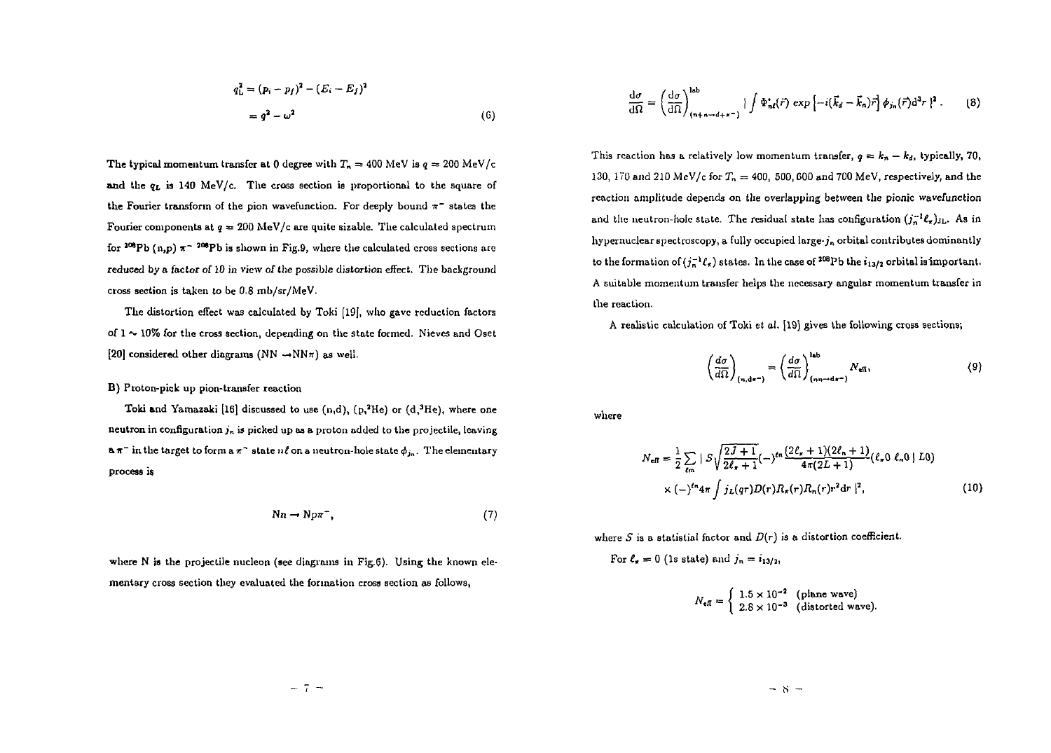$$q_L^2 = (p_i - p_f)^2 - (E_i - E_f)^2$$
$$= q^2 - \omega^2 \tag{6}$$

The typical momentum transfer at 0 degree with $T_n = 400$ MeV is $q = 200$ MeV/c and the $q_L$ is 140 MeV/c. The cross section is proportional to the square of the Fourier transform of the pion wavefunction. For deeply bound $\pi^-$ states the Fourier components at $q = 200$ MeV/c are quite sizable. The calculated spectrum for $^{208}$Pb (n,p) $\pi^-$ $^{208}$Pb is shown in Fig.9, where the calculated cross sections are reduced by a factor of 10 in view of the possible distortion effect. The background cross section is taken to be 0.8 mb/sr/MeV.

The distortion effect was calculated by Toki [19], who gave reduction factors of 1 ~ 10% for the cross section, depending on the state formed. Nieves and Oset [20] considered other diagrams (NN $\rightarrow$NN$\pi$) as well.

B) Proton-pick up pion-transfer reaction

Toki and Yamazaki [16] discussed to use (n,d), (p,$^2$He) or (d,$^3$He), where one neutron in configuration $j_n$ is picked up as a proton added to the projectile, leaving a $\pi^-$ in the target to form a $\pi^-$ state $n\ell$ on a neutron-hole state $\phi_{j_n}$. The elementary process is

$$Nn \rightarrow Np\pi^-, \tag{7}$$

where N is the projectile nucleon (see diagrams in Fig.6). Using the known elementary cross section they evaluated the formation cross section as follows,

$$\frac{d\sigma}{d\Omega} = \left(\frac{d\sigma}{d\Omega}\right)^{\rm lab}_{(n+n\rightarrow d+\pi^-)} \mid \int \Phi^*_{n\ell}(\vec{r}) \exp\left[-i(\vec{k}_d - \vec{k}_n)\vec{r}\right] \phi_{j_n}(\vec{r}) d^3r \mid^2. \tag{8}$$

This reaction has a relatively low momentum transfer, $q = k_n - k_d$, typically, 70, 130, 170 and 210 MeV/c for $T_n = 400$, 500, 600 and 700 MeV, respectively, and the reaction amplitude depends on the overlapping between the pionic wavefunction and the neutron-hole state. The residual state has configuration $(j_n^{-1}\ell_\pi)_{JL}$. As in hypernuclear spectroscopy, a fully occupied large-$j_n$ orbital contributes dominantly to the formation of $(j_n^{-1}\ell_\pi)$ states. In the case of $^{208}$Pb the $i_{13/2}$ orbital is important. A suitable momentum transfer helps the necessary angular momentum transfer in the reaction.

A realistic calculation of Toki et al. [19] gives the following cross sections;

$$\left(\frac{d\sigma}{d\Omega}\right)_{(n,d\pi^-)} = \left(\frac{d\sigma}{d\Omega}\right)^{\rm lab}_{(nn\rightarrow d\pi^-)} N_{\rm eff}, \tag{9}$$

where

$$N_{\rm eff} = \frac{1}{2}\sum_{\ell m} \mid S\sqrt{\frac{2J+1}{2\ell_\pi+1}}(-)^{\ell n}\frac{(2\ell_\pi+1)(2\ell_n+1)}{4\pi(2L+1)}(\ell_\pi 0\ \ell_n 0 \mid L0)$$
$$\times (-)^{\ell n} 4\pi \int j_L(qr) D(r) R_\pi(r) R_n(r) r^2 dr \mid^2, \tag{10}$$

where $S$ is a statistial factor and $D(r)$ is a distortion coefficient.

For $\ell_\pi = 0$ (1s state) and $j_n = i_{13/2}$,

$$N_{\rm eff} = \begin{cases} 1.5 \times 10^{-2} & \text{(plane wave)} \\ 2.8 \times 10^{-3} & \text{(distorted wave).} \end{cases}$$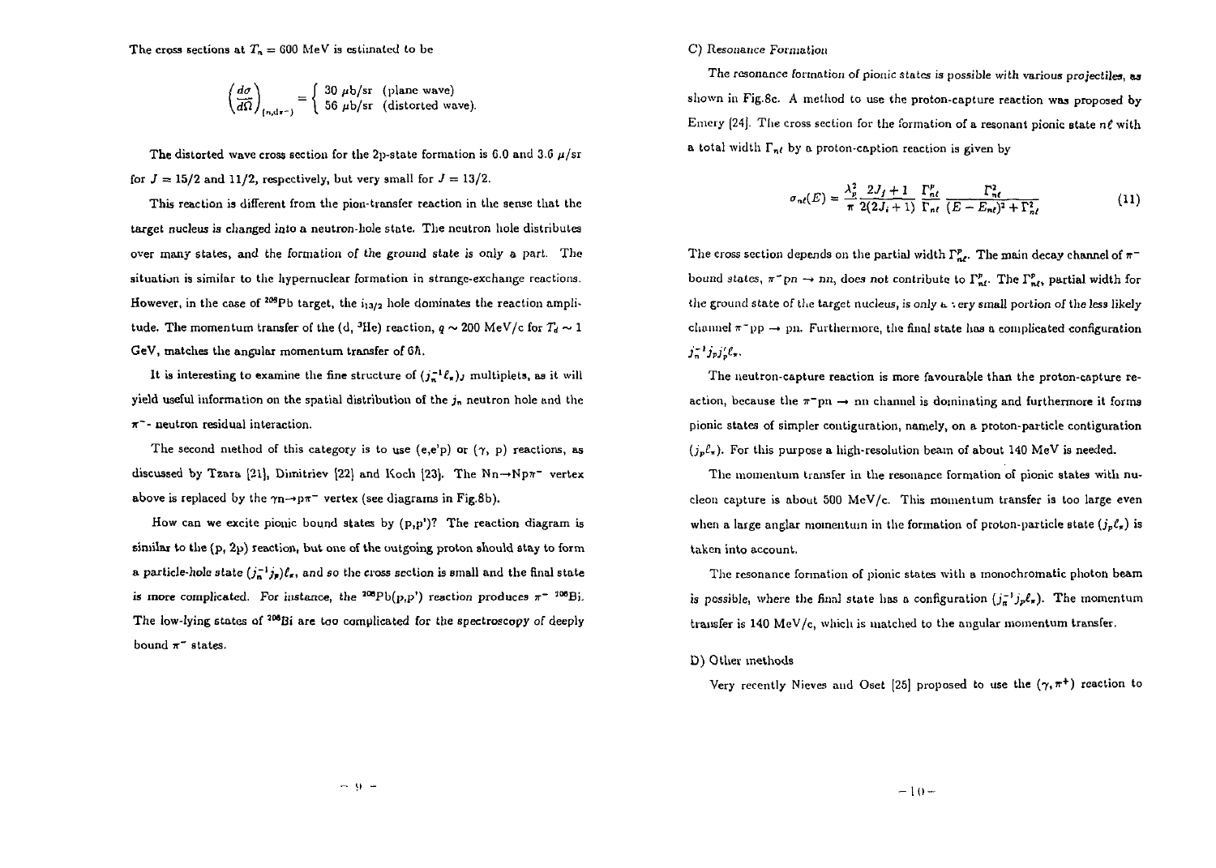The cross sections at $T_n = 600$ MeV is estimated to be

$$\left(\frac{d\sigma}{d\Omega}\right)_{(n,d\pi^-)} = \begin{cases} 30\ \mu\text{b/sr} & \text{(plane wave)} \\ 56\ \mu\text{b/sr} & \text{(distorted wave).} \end{cases}$$

The distorted wave cross section for the 2p-state formation is 6.0 and 3.6 $\mu$/sr for $J = 15/2$ and $11/2$, respectively, but very small for $J = 13/2$.

This reaction is different from the pion-transfer reaction in the sense that the target nucleus is changed into a neutron-hole state. The neutron hole distributes over many states, and the formation of the ground state is only a part. The situation is similar to the hypernuclear formation in strange-exchange reactions. However, in the case of $^{208}$Pb target, the $i_{13/2}$ hole dominates the reaction amplitude. The momentum transfer of the (d, $^3$He) reaction, $q \sim 200$ MeV/c for $T_d \sim 1$ GeV, matches the angular momentum transfer of $6\hbar$.

It is interesting to examine the fine structure of $(j_n^{-1}\ell_\pi)_J$ multiplets, as it will yield useful information on the spatial distribution of the $j_n$ neutron hole and the $\pi^-$- neutron residual interaction.

The second method of this category is to use (e,e'p) or ($\gamma$, p) reactions, as discussed by Tzara [21], Dimitriev [22] and Koch [23]. The N$n \rightarrow$N$p\pi^-$ vertex above is replaced by the $\gamma n \rightarrow p\pi^-$ vertex (see diagrams in Fig.8b).

How can we excite pionic bound states by (p,p')? The reaction diagram is similar to the (p, 2p) reaction, but one of the outgoing proton should stay to form a particle-hole state $(j_n^{-1}j_p)\ell_\pi$, and so the cross section is small and the final state is more complicated. For instance, the $^{208}$Pb(p,p') reaction produces $\pi^-$ $^{208}$Bi. The low-lying states of $^{208}$Bi are too complicated for the spectroscopy of deeply bound $\pi^-$ states.

C) Resonance Formation

The resonance formation of pionic states is possible with various projectiles, as shown in Fig.8c. A method to use the proton-capture reaction was proposed by Emery [24]. The cross section for the formation of a resonant pionic state $n\ell$ with a total width $\Gamma_{n\ell}$ by a proton-caption reaction is given by

$$\sigma_{n\ell}(E) = \frac{\lambda_p^2}{\pi}\frac{2J_f+1}{2(2J_i+1)}\frac{\Gamma_{n\ell}^p}{\Gamma_{n\ell}}\frac{\Gamma_{n\ell}^2}{(E-E_{n\ell})^2+\Gamma_{n\ell}^2} \tag{11}$$

The cross section depends on the partial width $\Gamma_{n\ell}^p$. The main decay channel of $\pi^-$ bound states, $\pi^- pn \rightarrow nn$, does not contribute to $\Gamma_{n\ell}^p$. The $\Gamma_{n\ell}^p$, partial width for the ground state of the target nucleus, is only a very small portion of the less likely channel $\pi^- pp \rightarrow pn$. Furthermore, the final state has a complicated configuration $j_n^{-1}j_p j_p' \ell_\pi$.

The neutron-capture reaction is more favourable than the proton-capture reaction, because the $\pi^-$pn $\rightarrow$ nn channel is dominating and furthermore it forms pionic states of simpler contiguration, namely, on a proton-particle contiguration $(j_p\ell_\pi)$. For this purpose a high-resolution beam of about 140 MeV is needed.

The momentum transfer in the resonance formation of pionic states with nucleon capture is about 500 MeV/c. This momentum transfer is too large even when a large anglar momentum in the formation of proton-particle state $(j_p\ell_\pi)$ is taken into account.

The resonance formation of pionic states with a monochromatic photon beam is possible, where the final state has a configuration $(j_n^{-1}j_p\ell_\pi)$. The momentum transfer is 140 MeV/c, which is matched to the angular momentum transfer.

D) Other methods

Very recently Nieves and Oset [25] proposed to use the ($\gamma, \pi^+$) reaction to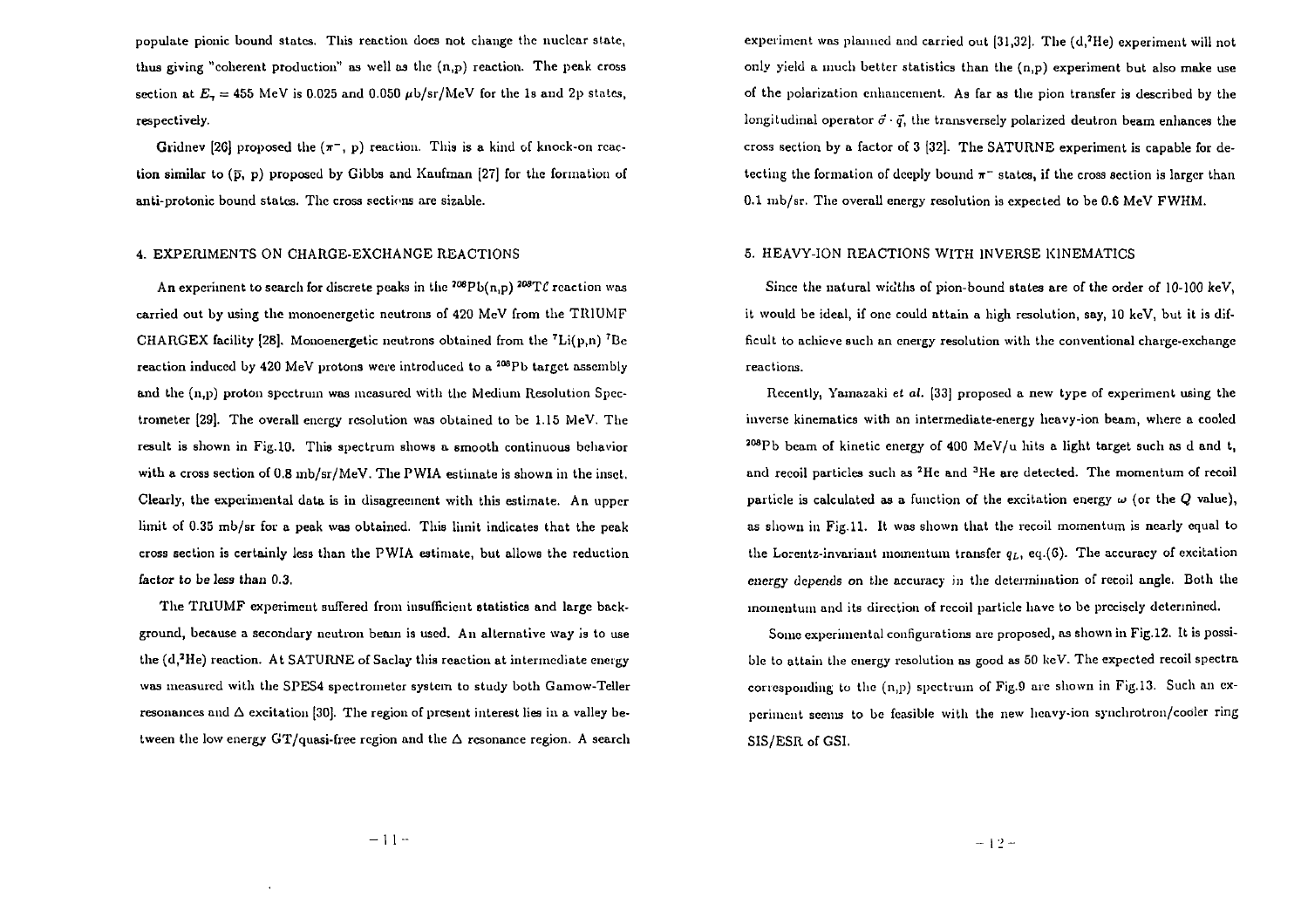populate pionic bound states. This reaction does not change the nuclear state, thus giving "coherent production" as well as the (n,p) reaction. The peak cross section at $E_\gamma = 455$ MeV is 0.025 and 0.050 $\mu$b/sr/MeV for the 1s and 2p states, respectively.

Gridnev [26] proposed the ($\pi^-$, p) reaction. This is a kind of knock-on reaction similar to ($\bar{p}$, p) proposed by Gibbs and Kaufman [27] for the formation of anti-protonic bound states. The cross sections are sizable.

## 4. EXPERIMENTS ON CHARGE-EXCHANGE REACTIONS

An experiment to search for discrete peaks in the $^{208}$Pb(n,p) $^{208}$Tℓ reaction was carried out by using the monoenergetic neutrons of 420 MeV from the TRIUMF CHARGEX facility [28]. Monoenergetic neutrons obtained from the $^7$Li(p,n) $^7$Be reaction induced by 420 MeV protons were introduced to a $^{208}$Pb target assembly and the (n,p) proton spectrum was measured with the Medium Resolution Spectrometer [29]. The overall energy resolution was obtained to be 1.15 MeV. The result is shown in Fig.10. This spectrum shows a smooth continuous behavior with a cross section of 0.8 mb/sr/MeV. The PWIA estimate is shown in the inset. Clearly, the experimental data is in disagreement with this estimate. An upper limit of 0.35 mb/sr for a peak was obtained. This limit indicates that the peak cross section is certainly less than the PWIA estimate, but allows the reduction factor to be less than 0.3.

The TRIUMF experiment suffered from insufficient statistics and large background, because a secondary neutron beam is used. An alternative way is to use the (d,$^2$He) reaction. At SATURNE of Saclay this reaction at intermediate energy was measured with the SPES4 spectrometer system to study both Gamow-Teller resonances and $\Delta$ excitation [30]. The region of present interest lies in a valley between the low energy GT/quasi-free region and the $\Delta$ resonance region. A search experiment was planned and carried out [31,32]. The (d,$^2$He) experiment will not only yield a much better statistics than the (n,p) experiment but also make use of the polarization enhancement. As far as the pion transfer is described by the longitudinal operator $\vec{\sigma} \cdot \vec{q}$, the transversely polarized deutron beam enhances the cross section by a factor of 3 [32]. The SATURNE experiment is capable for detecting the formation of deeply bound $\pi^-$ states, if the cross section is larger than 0.1 mb/sr. The overall energy resolution is expected to be 0.6 MeV FWHM.

## 5. HEAVY-ION REACTIONS WITH INVERSE KINEMATICS

Since the natural widths of pion-bound states are of the order of 10-100 keV, it would be ideal, if one could attain a high resolution, say, 10 keV, but it is difficult to achieve such an energy resolution with the conventional charge-exchange reactions.

Recently, Yamazaki *et al.* [33] proposed a new type of experiment using the inverse kinematics with an intermediate-energy heavy-ion beam, where a cooled $^{208}$Pb beam of kinetic energy of 400 MeV/u hits a light target such as d and t, and recoil particles such as $^2$He and $^3$He are detected. The momentum of recoil particle is calculated as a function of the excitation energy $\omega$ (or the $Q$ value), as shown in Fig.11. It was shown that the recoil momentum is nearly equal to the Lorentz-invariant momentum transfer $q_L$, eq.(6). The accuracy of excitation energy depends on the accuracy in the determination of recoil angle. Both the momentum and its direction of recoil particle have to be precisely determined.

Some experimental configurations are proposed, as shown in Fig.12. It is possible to attain the energy resolution as good as 50 keV. The expected recoil spectra corresponding to the (n,p) spectrum of Fig.9 are shown in Fig.13. Such an experiment seems to be feasible with the new heavy-ion synchrotron/cooler ring SIS/ESR of GSI.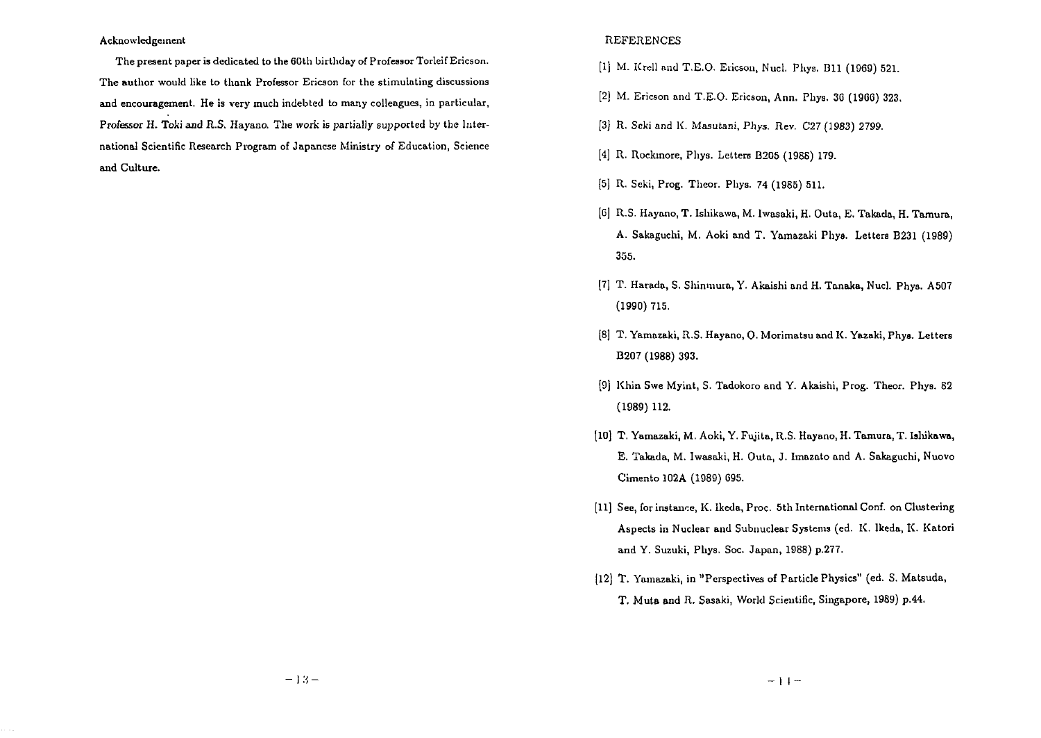## Acknowledgement

The present paper is dedicated to the 60th birthday of Professor Torleif Ericson. The author would like to thank Professor Ericson for the stimulating discussions and encouragement. He is very much indebted to many colleagues, in particular, Professor H. Toki and R.S. Hayano. The work is partially supported by the International Scientific Research Program of Japanese Ministry of Education, Science and Culture.

## REFERENCES

[1] M. Krell and T.E.O. Ericson, Nucl. Phys. B11 (1969) 521.

[2] M. Ericson and T.E.O. Ericson, Ann. Phys. 36 (1966) 323.

[3] R. Seki and K. Masutani, Phys. Rev. C27 (1983) 2799.

[4] R. Rockmore, Phys. Letters B205 (1988) 179.

[5] R. Seki, Prog. Theor. Phys. 74 (1985) 511.

[6] R.S. Hayano, T. Ishikawa, M. Iwasaki, H. Outa, E. Takada, H. Tamura, A. Sakaguchi, M. Aoki and T. Yamazaki Phys. Letters B231 (1989) 355.

[7] T. Harada, S. Shinmura, Y. Akaishi and H. Tanaka, Nucl. Phys. A507 (1990) 715.

[8] T. Yamazaki, R.S. Hayano, O. Morimatsu and K. Yazaki, Phys. Letters B207 (1988) 393.

[9] Khin Swe Myint, S. Tadokoro and Y. Akaishi, Prog. Theor. Phys. 82 (1989) 112.

[10] T. Yamazaki, M. Aoki, Y. Fujita, R.S. Hayano, H. Tamura, T. Ishikawa, E. Takada, M. Iwasaki, H. Outa, J. Imazato and A. Sakaguchi, Nuovo Cimento 102A (1989) 695.

[11] See, for instance, K. Ikeda, Proc. 5th International Conf. on Clustering Aspects in Nuclear and Subnuclear Systems (ed. K. Ikeda, K. Katori and Y. Suzuki, Phys. Soc. Japan, 1988) p.277.

[12] T. Yamazaki, in "Perspectives of Particle Physics" (ed. S. Matsuda, T. Muta and R. Sasaki, World Scientific, Singapore, 1989) p.44.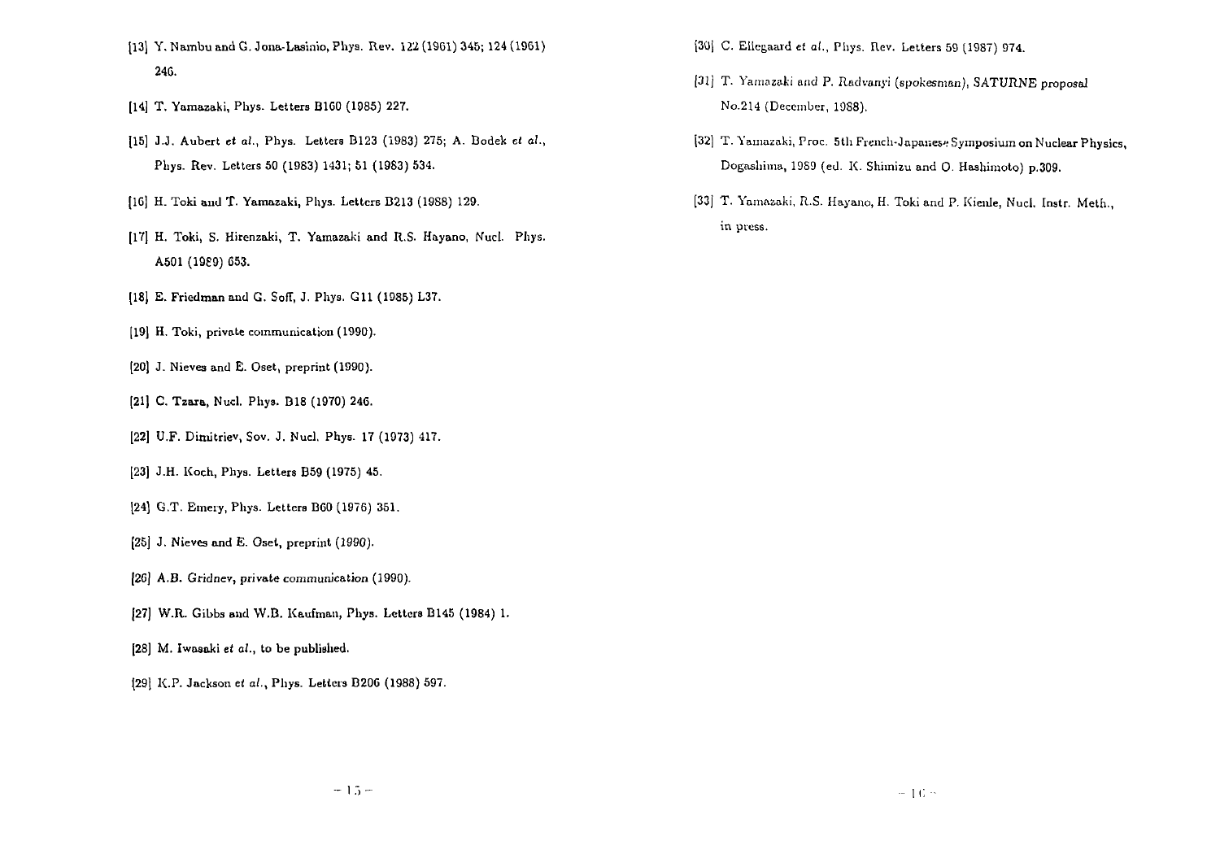[13] Y. Nambu and G. Jona-Lasinio, Phys. Rev. 122 (1961) 345; 124 (1961) 246.

[14] T. Yamazaki, Phys. Letters B160 (1985) 227.

[15] J.J. Aubert *et al.*, Phys. Letters B123 (1983) 275; A. Bodek *et al.*, Phys. Rev. Letters 50 (1983) 1431; 51 (1983) 534.

[16] H. Toki and T. Yamazaki, Phys. Letters B213 (1988) 129.

[17] H. Toki, S. Hirenzaki, T. Yamazaki and R.S. Hayano, Nucl. Phys. A501 (1989) 653.

[18] E. Friedman and G. Soff, J. Phys. G11 (1985) L37.

[19] H. Toki, private communication (1990).

[20] J. Nieves and E. Oset, preprint (1990).

[21] C. Tzara, Nucl. Phys. B18 (1970) 246.

[22] U.F. Dimitriev, Sov. J. Nucl. Phys. 17 (1973) 417.

[23] J.H. Koch, Phys. Letters B59 (1975) 45.

[24] G.T. Emery, Phys. Letters B60 (1976) 351.

[25] J. Nieves and E. Oset, preprint (1990).

[26] A.B. Gridnev, private communication (1990).

[27] W.R. Gibbs and W.B. Kaufman, Phys. Letters B145 (1984) 1.

[28] M. Iwasaki *et al.*, to be published.

[29] K.P. Jackson *et al.*, Phys. Letters B206 (1988) 597.

[30] C. Ellegaard *et al.*, Phys. Rev. Letters 59 (1987) 974.

[31] T. Yamazaki and P. Radvanyi (spokesman), SATURNE proposal No.214 (December, 1988).

[32] T. Yamazaki, Proc. 5th French-Japanese Symposium on Nuclear Physics, Dogashima, 1989 (ed. K. Shimizu and O. Hashimoto) p.309.

[33] T. Yamazaki, R.S. Hayano, H. Toki and P. Kienle, Nucl. Instr. Meth., in press.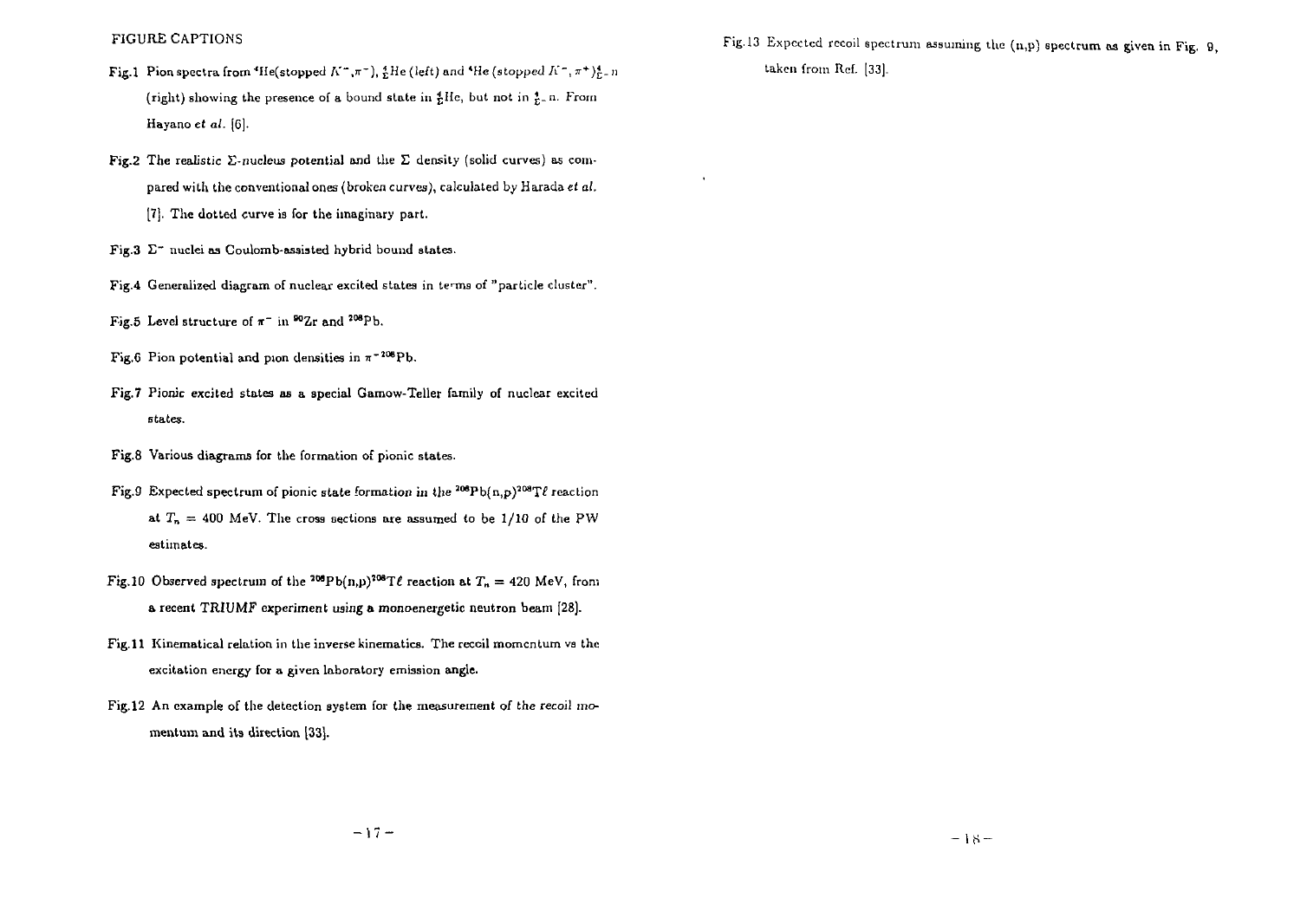# FIGURE CAPTIONS

Fig.1 Pion spectra from $^4$He(stopped $K^-,\pi^-$), $^4_\Sigma He$ (*left*) and $^4He$ (*stopped* $K^-,\pi^+)^4_{\Sigma^-}n$ (right) showing the presence of a bound state in $^4_\Sigma$He, but not in $^4_{\Sigma^-}$n. From Hayano *et al.* [6].

Fig.2 The realistic $\Sigma$-nucleus potential and the $\Sigma$ density (solid curves) as compared with the conventional ones (broken curves), calculated by Harada *et al.* [7]. The dotted curve is for the imaginary part.

Fig.3 $\Sigma^-$ nuclei as Coulomb-assisted hybrid bound states.

Fig.4 Generalized diagram of nuclear excited states in terms of "particle cluster".

Fig.5 Level structure of $\pi^-$ in $^{90}$Zr and $^{208}$Pb.

Fig.6 Pion potential and pion densities in $\pi^-{}^{208}$Pb.

Fig.7 Pionic excited states as a special Gamow-Teller family of nuclear excited states.

Fig.8 Various diagrams for the formation of pionic states.

Fig.9 Expected spectrum of pionic state formation in the $^{208}$Pb(n,p)$^{208}$Tℓ reaction at $T_n$ = 400 MeV. The cross sections are assumed to be 1/10 of the PW estimates.

Fig.10 Observed spectrum of the $^{208}$Pb(n,p)$^{208}$Tℓ reaction at $T_n$ = 420 MeV, from a recent TRIUMF experiment using a monoenergetic neutron beam [28].

Fig.11 Kinematical relation in the inverse kinematics. The recoil momentum vs the excitation energy for a given laboratory emission angle.

Fig.12 An example of the detection system for the measurement of the recoil momentum and its direction [33].

Fig.13 Expected recoil spectrum assuming the (n,p) spectrum as given in Fig. 9, taken from Ref. [33].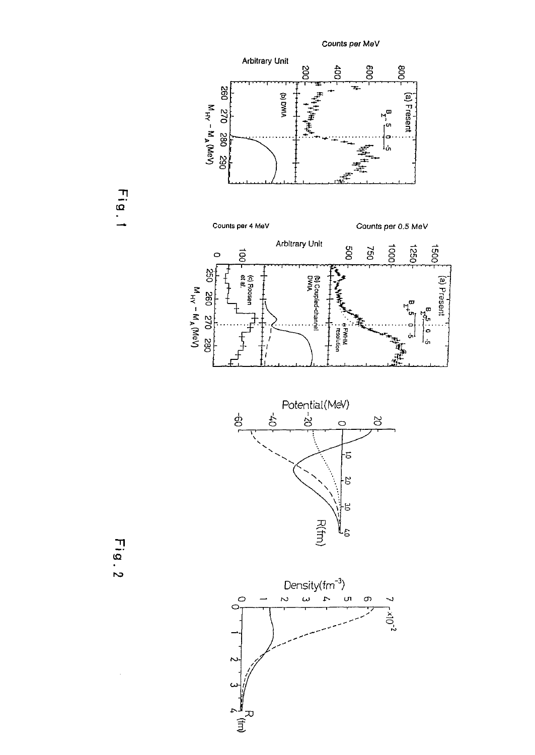Fig. 1

Fig. 2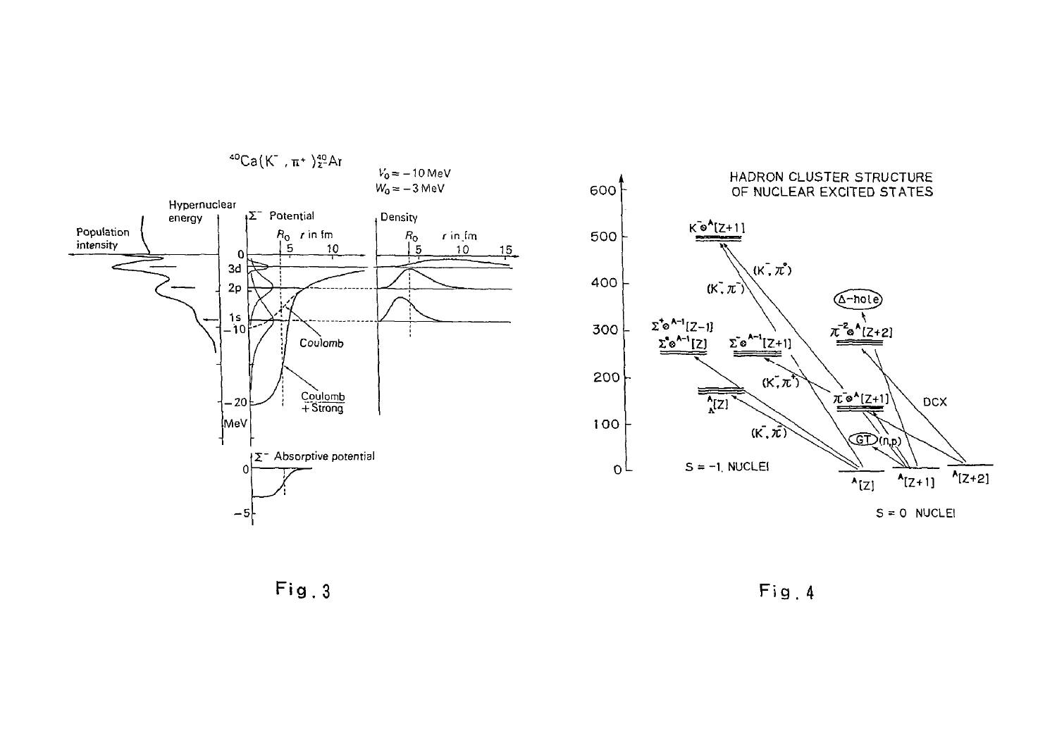Fig. 3

Fig. 4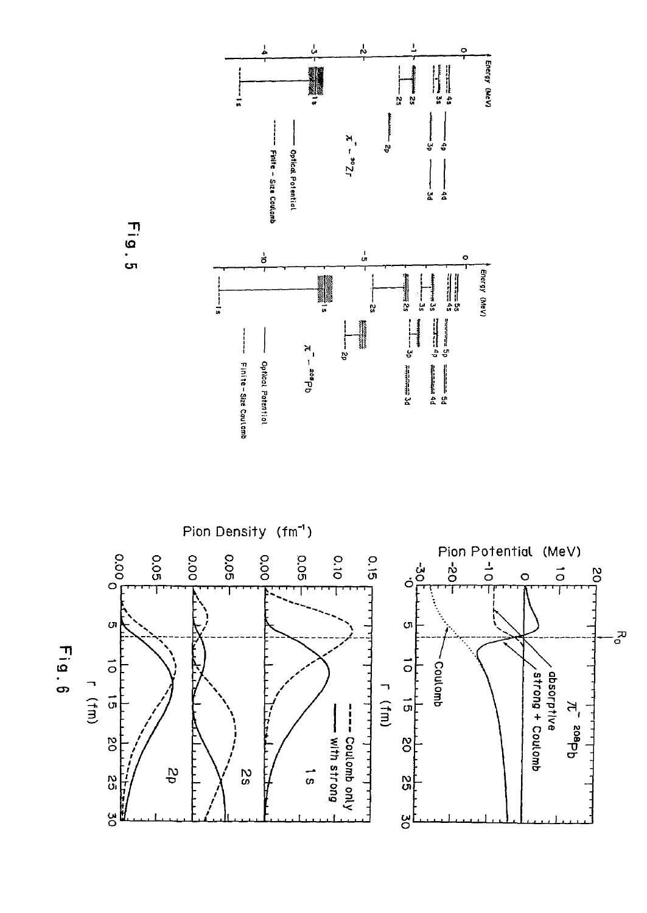Fig. 5

Fig. 6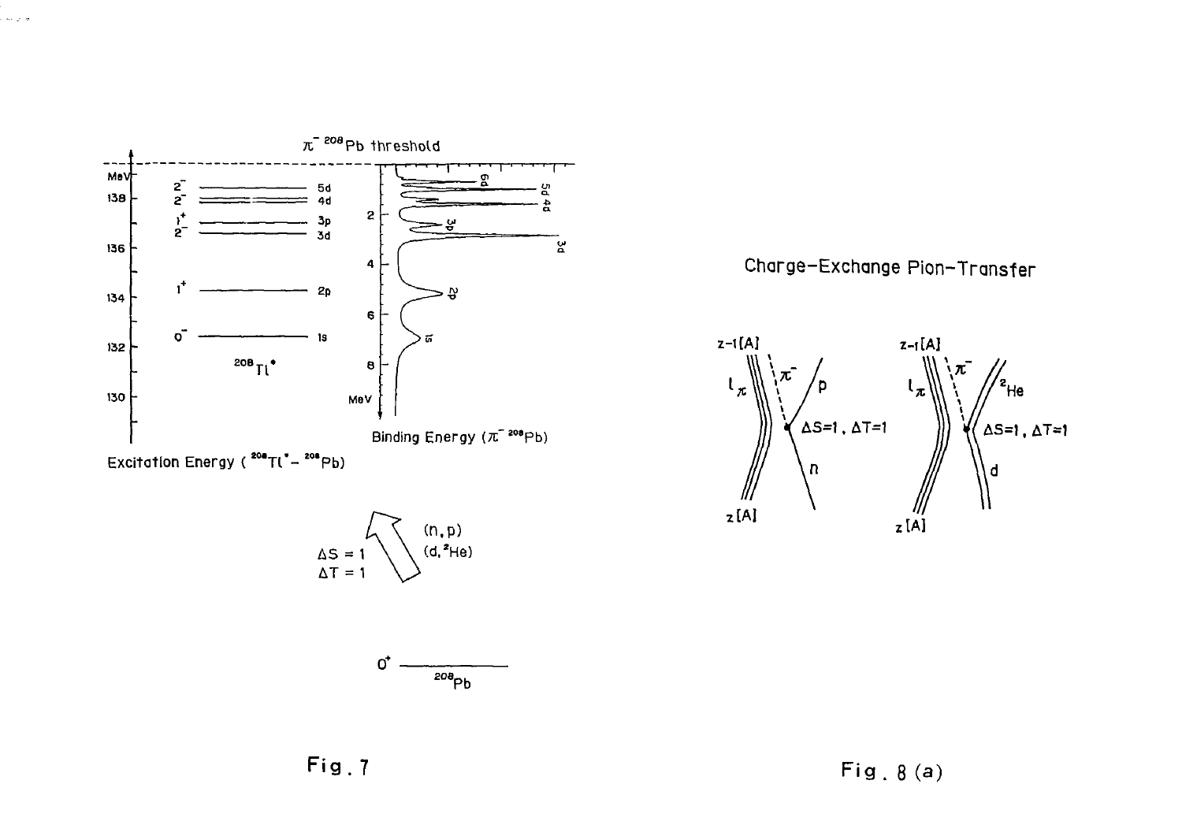Fig. 7

Fig. 8 (a)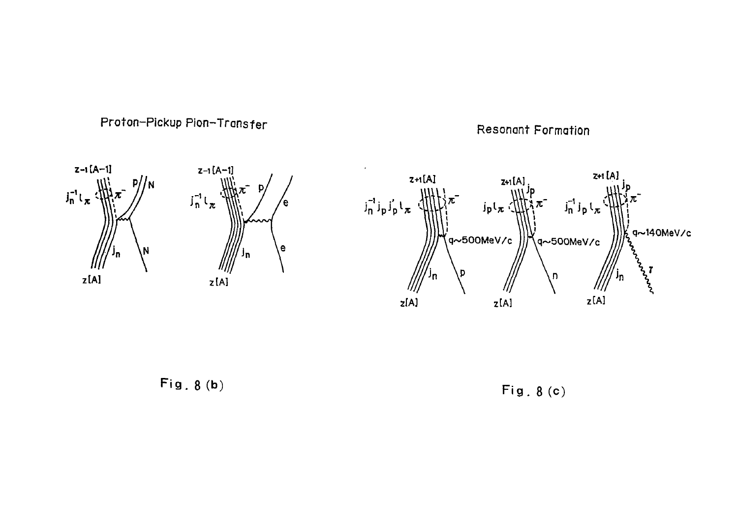Proton–Pickup Pion–Transfer

Fig. 8 (b)

Resonant Formation

Fig. 8 (c)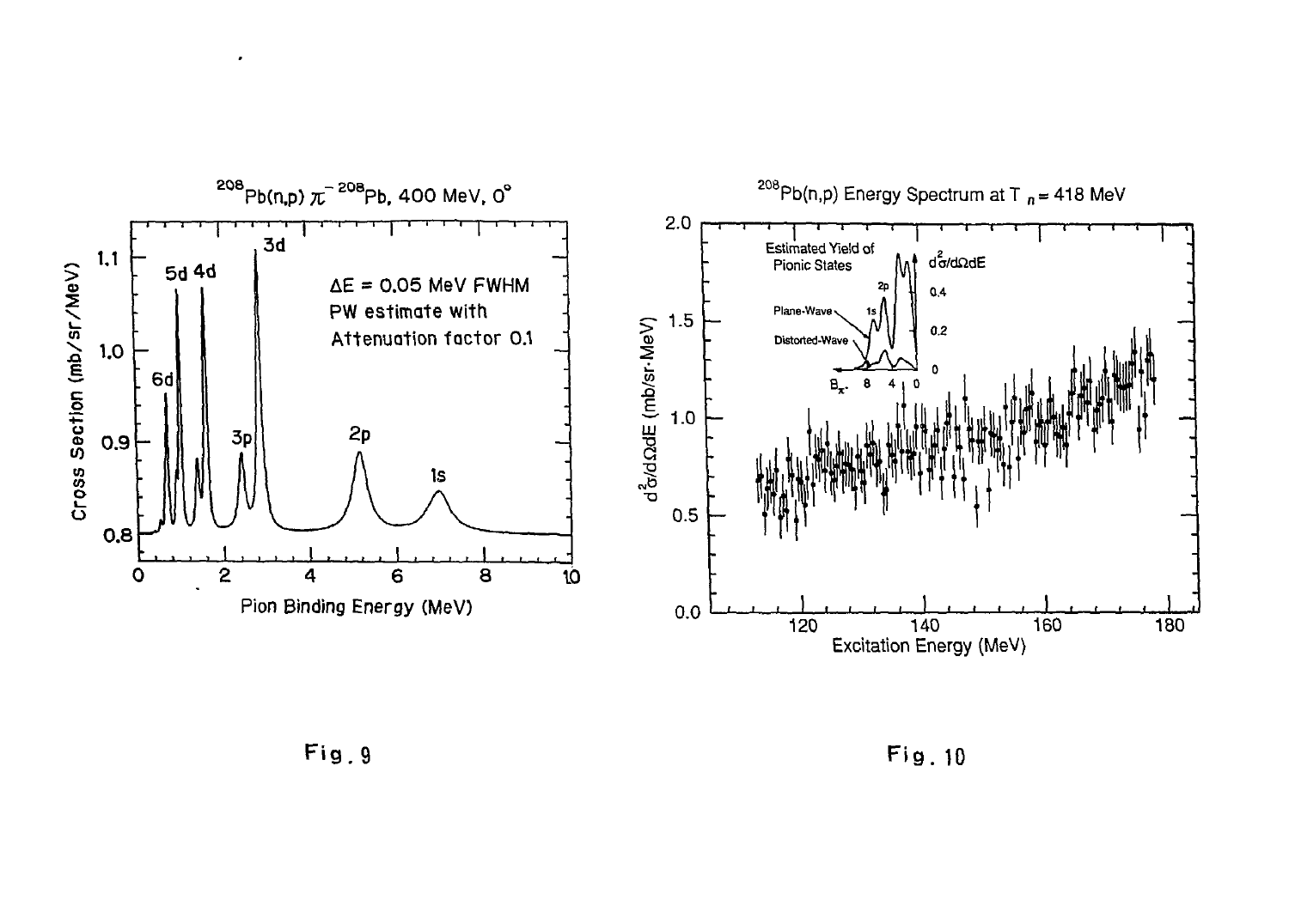Fig. 9

Fig. 10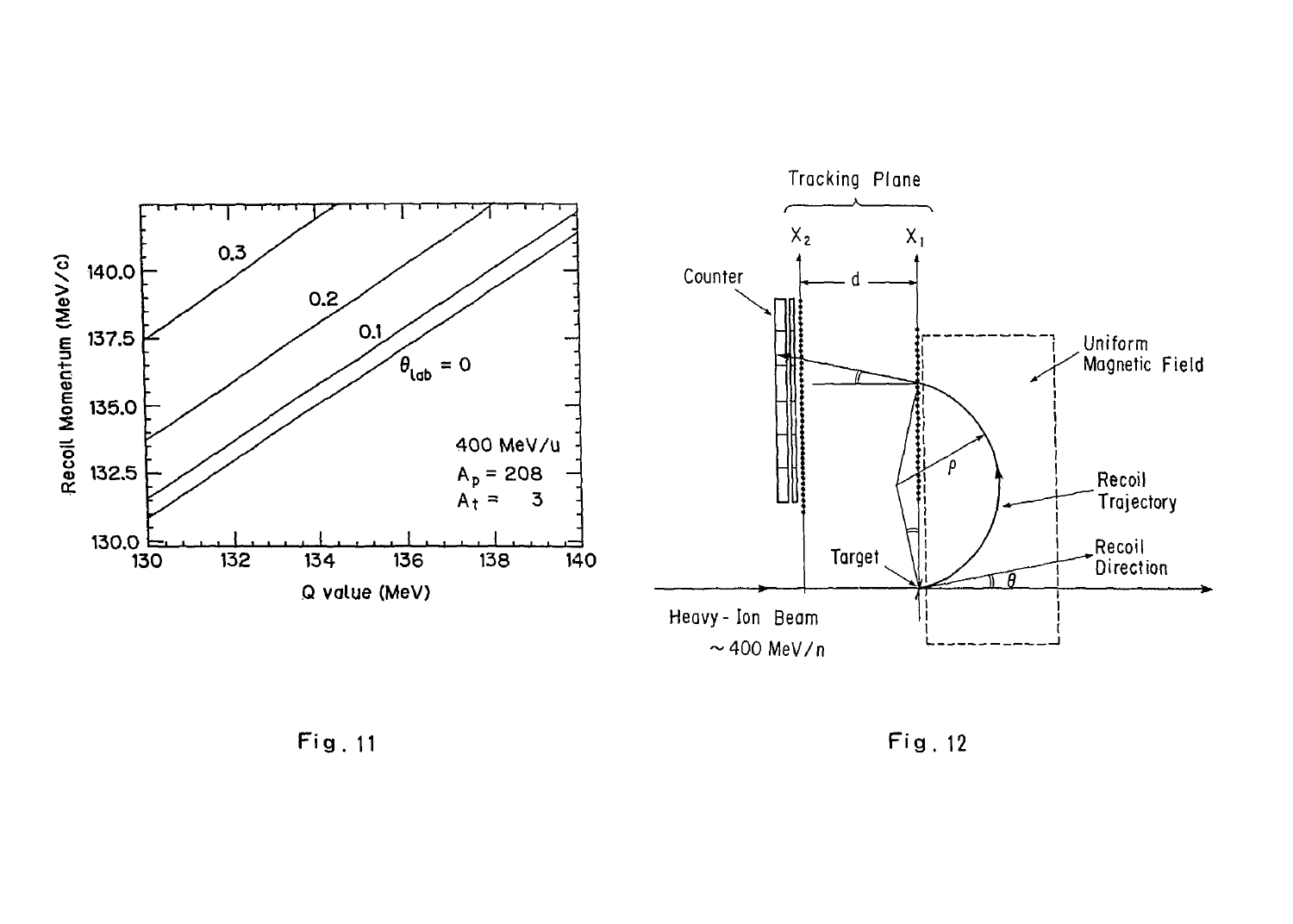Fig. 11

Fig. 12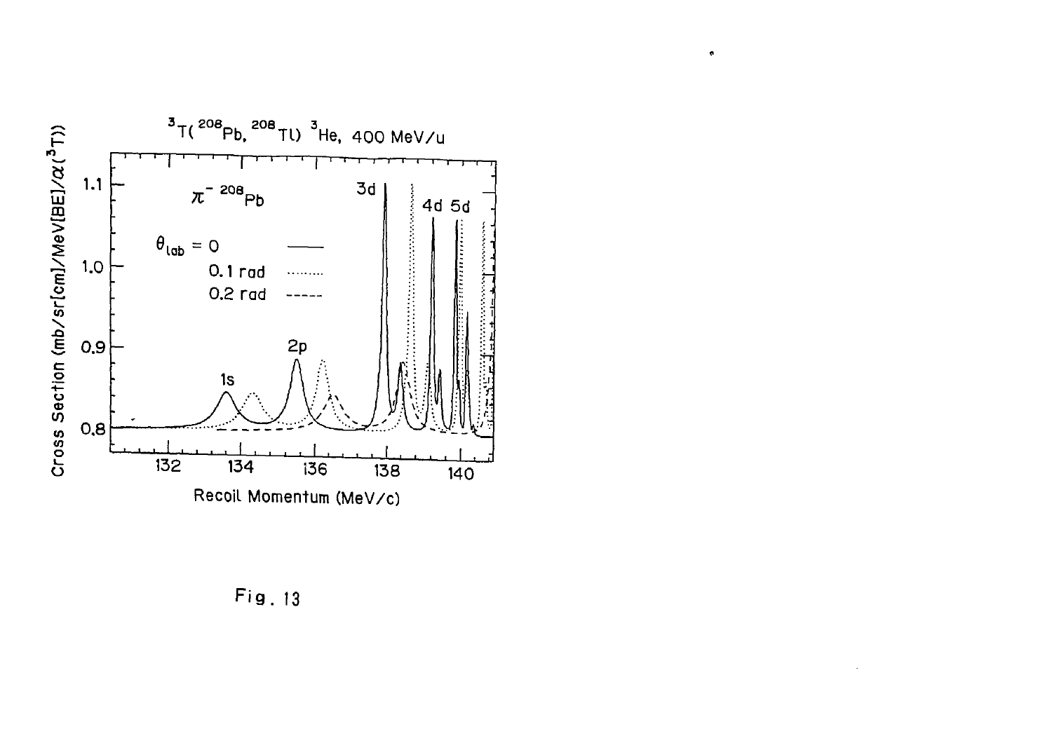$^3T(^{208}Pb, ^{208}Tl)\ ^3He$, 400 MeV/u

Cross Section (mb/sr[cm]/MeV[BE]/$\alpha(^3T)$)

$\pi^- \ ^{208}Pb$

$\theta_{lab} = 0$

0.1 rad

0.2 rad

1s

2p

3d

4d

5d

1.1

1.0

0.9

0.8

132

134

136

138

140

Recoil Momentum (MeV/c)

Fig. 13